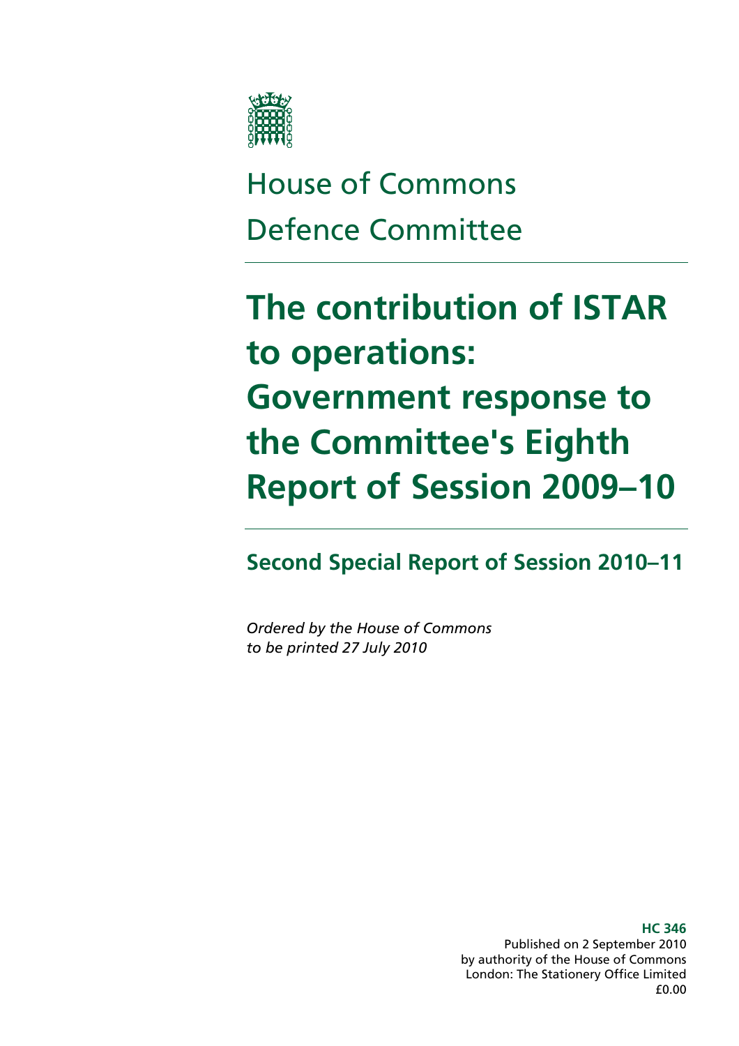House of Commons
Defence Committee

# The contribution of ISTAR to operations: Government response to the Committee's Eighth Report of Session 2009–10

## Second Special Report of Session 2010–11

*Ordered by the House of Commons to be printed 27 July 2010*

**HC 346**
Published on 2 September 2010
by authority of the House of Commons
London: The Stationery Office Limited
£0.00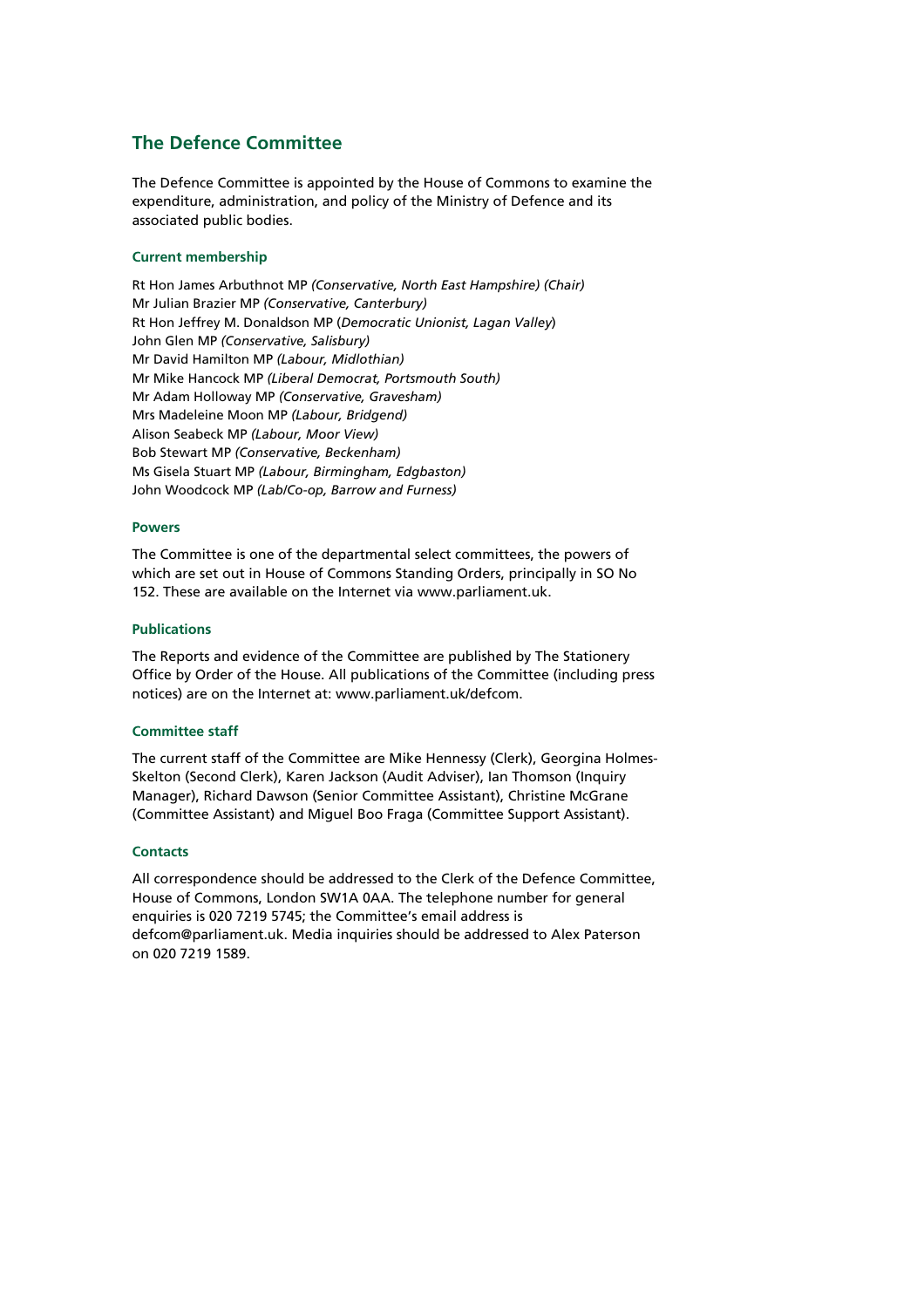## The Defence Committee

The Defence Committee is appointed by the House of Commons to examine the expenditure, administration, and policy of the Ministry of Defence and its associated public bodies.

### Current membership

Rt Hon James Arbuthnot MP *(Conservative, North East Hampshire) (Chair)*
Mr Julian Brazier MP *(Conservative, Canterbury)*
Rt Hon Jeffrey M. Donaldson MP (*Democratic Unionist, Lagan Valley*)
John Glen MP *(Conservative, Salisbury)*
Mr David Hamilton MP *(Labour, Midlothian)*
Mr Mike Hancock MP *(Liberal Democrat, Portsmouth South)*
Mr Adam Holloway MP *(Conservative, Gravesham)*
Mrs Madeleine Moon MP *(Labour, Bridgend)*
Alison Seabeck MP *(Labour, Moor View)*
Bob Stewart MP *(Conservative, Beckenham)*
Ms Gisela Stuart MP *(Labour, Birmingham, Edgbaston)*
John Woodcock MP *(Lab/Co-op, Barrow and Furness)*

### Powers

The Committee is one of the departmental select committees, the powers of which are set out in House of Commons Standing Orders, principally in SO No 152. These are available on the Internet via www.parliament.uk.

### Publications

The Reports and evidence of the Committee are published by The Stationery Office by Order of the House. All publications of the Committee (including press notices) are on the Internet at: www.parliament.uk/defcom.

### Committee staff

The current staff of the Committee are Mike Hennessy (Clerk), Georgina Holmes-Skelton (Second Clerk), Karen Jackson (Audit Adviser), Ian Thomson (Inquiry Manager), Richard Dawson (Senior Committee Assistant), Christine McGrane (Committee Assistant) and Miguel Boo Fraga (Committee Support Assistant).

### Contacts

All correspondence should be addressed to the Clerk of the Defence Committee, House of Commons, London SW1A 0AA. The telephone number for general enquiries is 020 7219 5745; the Committee's email address is defcom@parliament.uk. Media inquiries should be addressed to Alex Paterson on 020 7219 1589.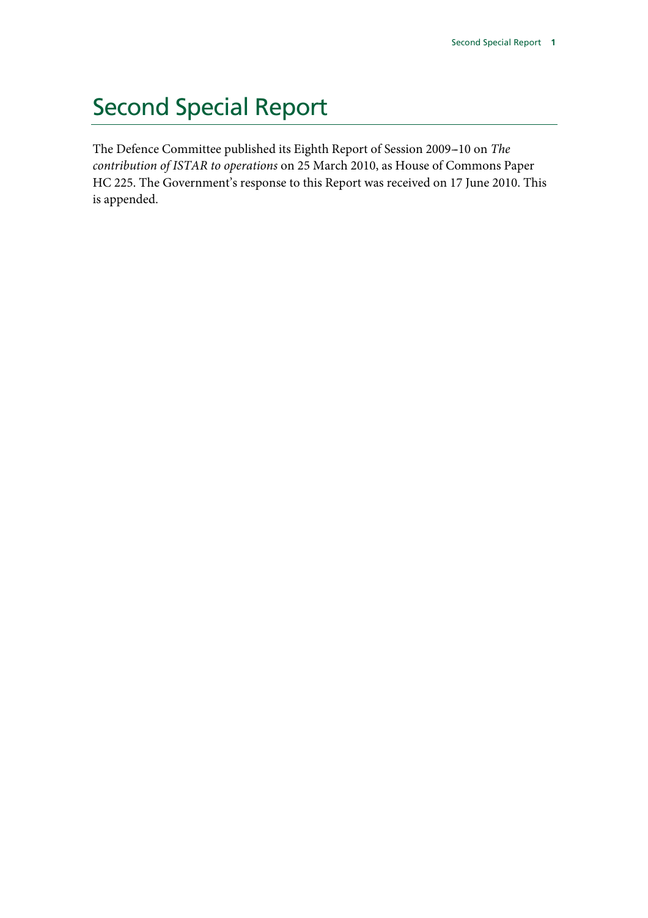# Second Special Report

The Defence Committee published its Eighth Report of Session 2009–10 on *The contribution of ISTAR to operations* on 25 March 2010, as House of Commons Paper HC 225. The Government's response to this Report was received on 17 June 2010. This is appended.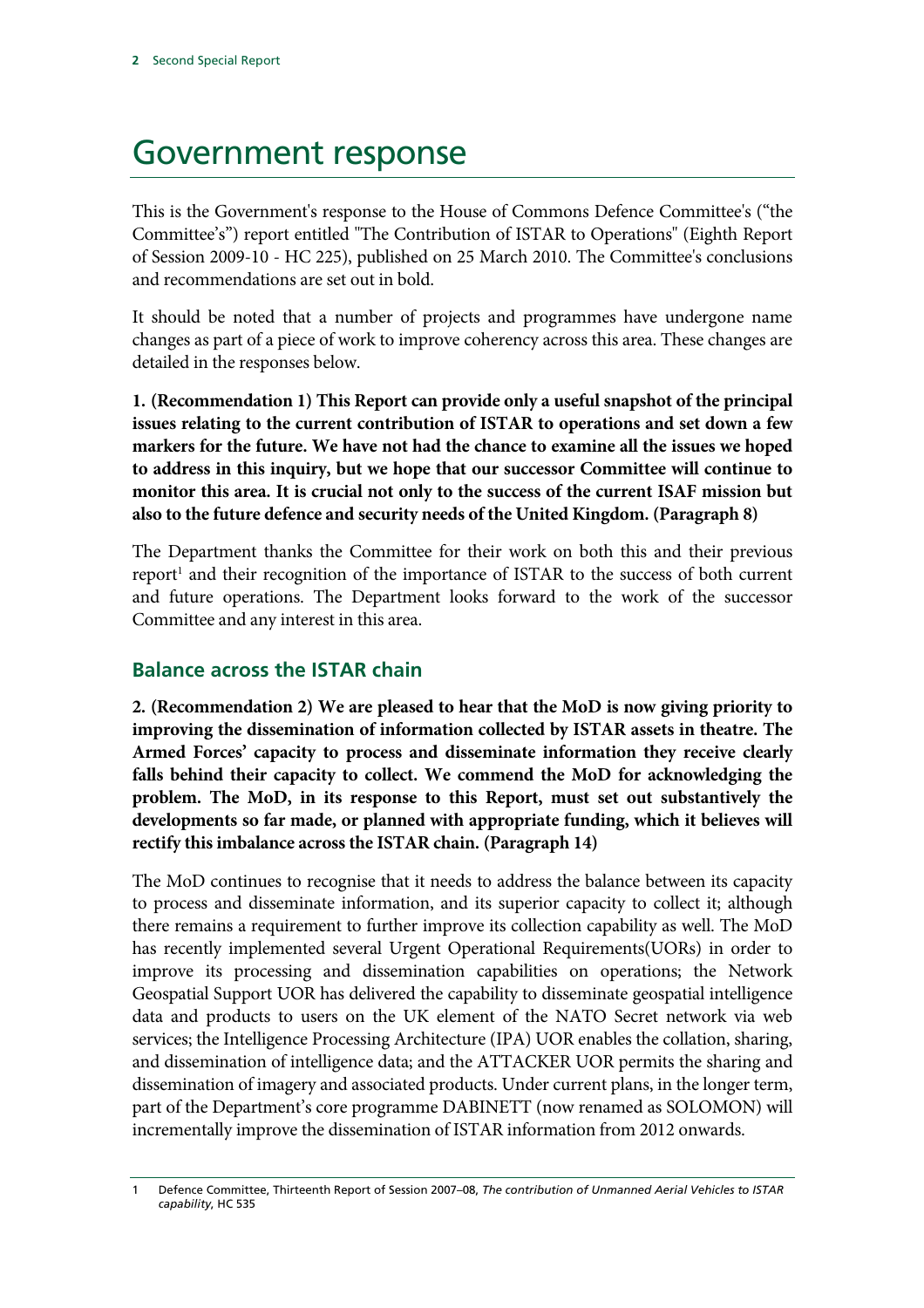# Government response

This is the Government's response to the House of Commons Defence Committee's ("the Committee's") report entitled "The Contribution of ISTAR to Operations" (Eighth Report of Session 2009-10 - HC 225), published on 25 March 2010. The Committee's conclusions and recommendations are set out in bold.

It should be noted that a number of projects and programmes have undergone name changes as part of a piece of work to improve coherency across this area. These changes are detailed in the responses below.

**1. (Recommendation 1) This Report can provide only a useful snapshot of the principal issues relating to the current contribution of ISTAR to operations and set down a few markers for the future. We have not had the chance to examine all the issues we hoped to address in this inquiry, but we hope that our successor Committee will continue to monitor this area. It is crucial not only to the success of the current ISAF mission but also to the future defence and security needs of the United Kingdom. (Paragraph 8)**

The Department thanks the Committee for their work on both this and their previous report[1] and their recognition of the importance of ISTAR to the success of both current and future operations. The Department looks forward to the work of the successor Committee and any interest in this area.

## Balance across the ISTAR chain

**2. (Recommendation 2) We are pleased to hear that the MoD is now giving priority to improving the dissemination of information collected by ISTAR assets in theatre. The Armed Forces' capacity to process and disseminate information they receive clearly falls behind their capacity to collect. We commend the MoD for acknowledging the problem. The MoD, in its response to this Report, must set out substantively the developments so far made, or planned with appropriate funding, which it believes will rectify this imbalance across the ISTAR chain. (Paragraph 14)**

The MoD continues to recognise that it needs to address the balance between its capacity to process and disseminate information, and its superior capacity to collect it; although there remains a requirement to further improve its collection capability as well. The MoD has recently implemented several Urgent Operational Requirements(UORs) in order to improve its processing and dissemination capabilities on operations; the Network Geospatial Support UOR has delivered the capability to disseminate geospatial intelligence data and products to users on the UK element of the NATO Secret network via web services; the Intelligence Processing Architecture (IPA) UOR enables the collation, sharing, and dissemination of intelligence data; and the ATTACKER UOR permits the sharing and dissemination of imagery and associated products. Under current plans, in the longer term, part of the Department's core programme DABINETT (now renamed as SOLOMON) will incrementally improve the dissemination of ISTAR information from 2012 onwards.

1 Defence Committee, Thirteenth Report of Session 2007–08, *The contribution of Unmanned Aerial Vehicles to ISTAR capability*, HC 535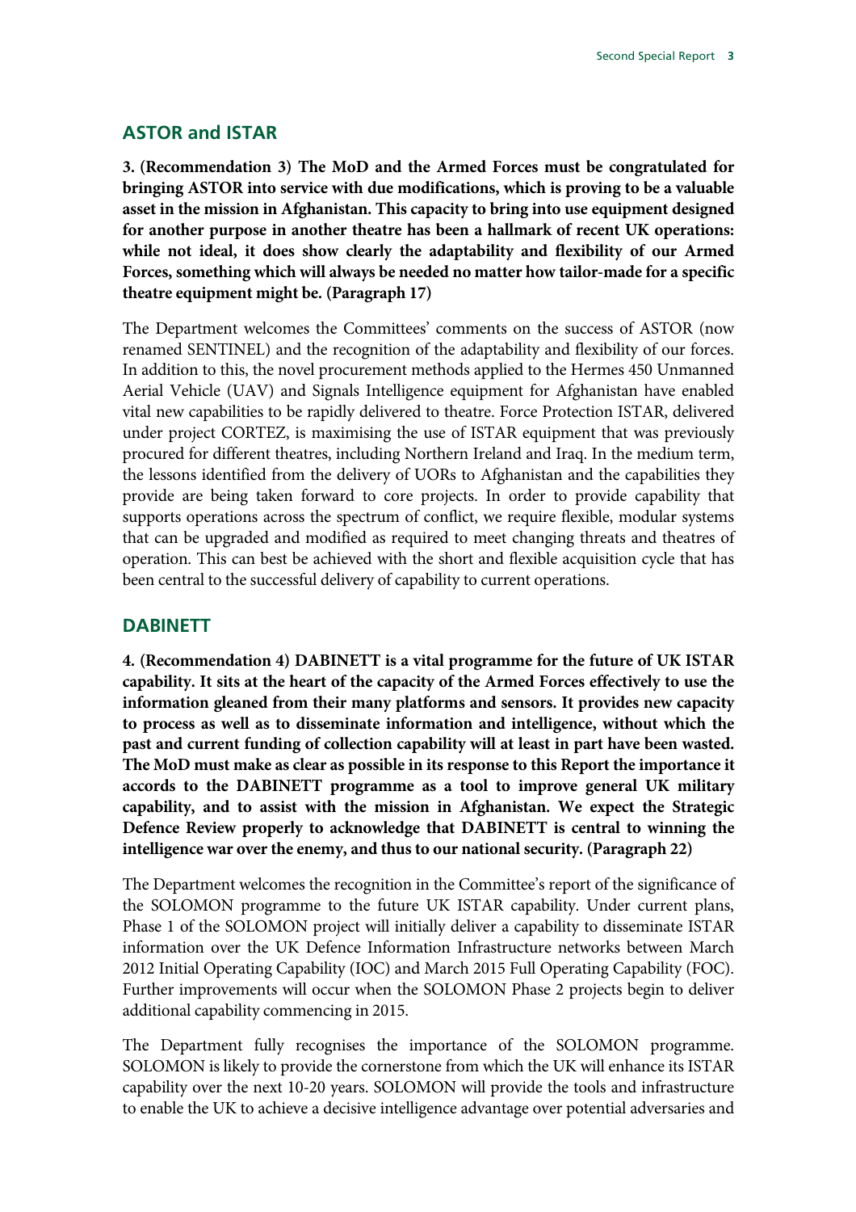## ASTOR and ISTAR

**3. (Recommendation 3) The MoD and the Armed Forces must be congratulated for bringing ASTOR into service with due modifications, which is proving to be a valuable asset in the mission in Afghanistan. This capacity to bring into use equipment designed for another purpose in another theatre has been a hallmark of recent UK operations: while not ideal, it does show clearly the adaptability and flexibility of our Armed Forces, something which will always be needed no matter how tailor-made for a specific theatre equipment might be. (Paragraph 17)**

The Department welcomes the Committees' comments on the success of ASTOR (now renamed SENTINEL) and the recognition of the adaptability and flexibility of our forces. In addition to this, the novel procurement methods applied to the Hermes 450 Unmanned Aerial Vehicle (UAV) and Signals Intelligence equipment for Afghanistan have enabled vital new capabilities to be rapidly delivered to theatre. Force Protection ISTAR, delivered under project CORTEZ, is maximising the use of ISTAR equipment that was previously procured for different theatres, including Northern Ireland and Iraq. In the medium term, the lessons identified from the delivery of UORs to Afghanistan and the capabilities they provide are being taken forward to core projects. In order to provide capability that supports operations across the spectrum of conflict, we require flexible, modular systems that can be upgraded and modified as required to meet changing threats and theatres of operation. This can best be achieved with the short and flexible acquisition cycle that has been central to the successful delivery of capability to current operations.

## DABINETT

**4. (Recommendation 4) DABINETT is a vital programme for the future of UK ISTAR capability. It sits at the heart of the capacity of the Armed Forces effectively to use the information gleaned from their many platforms and sensors. It provides new capacity to process as well as to disseminate information and intelligence, without which the past and current funding of collection capability will at least in part have been wasted. The MoD must make as clear as possible in its response to this Report the importance it accords to the DABINETT programme as a tool to improve general UK military capability, and to assist with the mission in Afghanistan. We expect the Strategic Defence Review properly to acknowledge that DABINETT is central to winning the intelligence war over the enemy, and thus to our national security. (Paragraph 22)**

The Department welcomes the recognition in the Committee's report of the significance of the SOLOMON programme to the future UK ISTAR capability. Under current plans, Phase 1 of the SOLOMON project will initially deliver a capability to disseminate ISTAR information over the UK Defence Information Infrastructure networks between March 2012 Initial Operating Capability (IOC) and March 2015 Full Operating Capability (FOC). Further improvements will occur when the SOLOMON Phase 2 projects begin to deliver additional capability commencing in 2015.

The Department fully recognises the importance of the SOLOMON programme. SOLOMON is likely to provide the cornerstone from which the UK will enhance its ISTAR capability over the next 10-20 years. SOLOMON will provide the tools and infrastructure to enable the UK to achieve a decisive intelligence advantage over potential adversaries and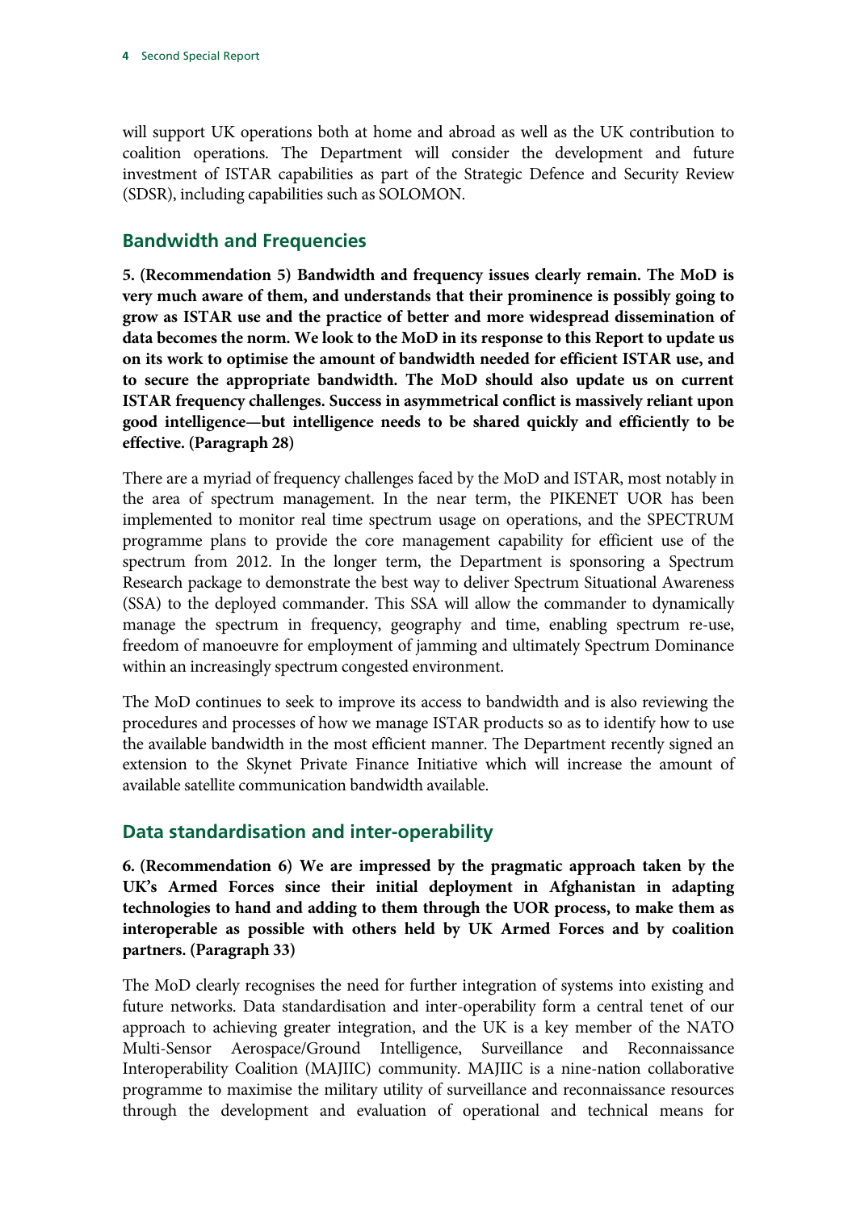will support UK operations both at home and abroad as well as the UK contribution to coalition operations. The Department will consider the development and future investment of ISTAR capabilities as part of the Strategic Defence and Security Review (SDSR), including capabilities such as SOLOMON.

## Bandwidth and Frequencies

**5. (Recommendation 5) Bandwidth and frequency issues clearly remain. The MoD is very much aware of them, and understands that their prominence is possibly going to grow as ISTAR use and the practice of better and more widespread dissemination of data becomes the norm. We look to the MoD in its response to this Report to update us on its work to optimise the amount of bandwidth needed for efficient ISTAR use, and to secure the appropriate bandwidth. The MoD should also update us on current ISTAR frequency challenges. Success in asymmetrical conflict is massively reliant upon good intelligence—but intelligence needs to be shared quickly and efficiently to be effective. (Paragraph 28)**

There are a myriad of frequency challenges faced by the MoD and ISTAR, most notably in the area of spectrum management. In the near term, the PIKENET UOR has been implemented to monitor real time spectrum usage on operations, and the SPECTRUM programme plans to provide the core management capability for efficient use of the spectrum from 2012. In the longer term, the Department is sponsoring a Spectrum Research package to demonstrate the best way to deliver Spectrum Situational Awareness (SSA) to the deployed commander. This SSA will allow the commander to dynamically manage the spectrum in frequency, geography and time, enabling spectrum re-use, freedom of manoeuvre for employment of jamming and ultimately Spectrum Dominance within an increasingly spectrum congested environment.

The MoD continues to seek to improve its access to bandwidth and is also reviewing the procedures and processes of how we manage ISTAR products so as to identify how to use the available bandwidth in the most efficient manner. The Department recently signed an extension to the Skynet Private Finance Initiative which will increase the amount of available satellite communication bandwidth available.

## Data standardisation and inter-operability

**6. (Recommendation 6) We are impressed by the pragmatic approach taken by the UK's Armed Forces since their initial deployment in Afghanistan in adapting technologies to hand and adding to them through the UOR process, to make them as interoperable as possible with others held by UK Armed Forces and by coalition partners. (Paragraph 33)**

The MoD clearly recognises the need for further integration of systems into existing and future networks. Data standardisation and inter-operability form a central tenet of our approach to achieving greater integration, and the UK is a key member of the NATO Multi-Sensor Aerospace/Ground Intelligence, Surveillance and Reconnaissance Interoperability Coalition (MAJIIC) community. MAJIIC is a nine-nation collaborative programme to maximise the military utility of surveillance and reconnaissance resources through the development and evaluation of operational and technical means for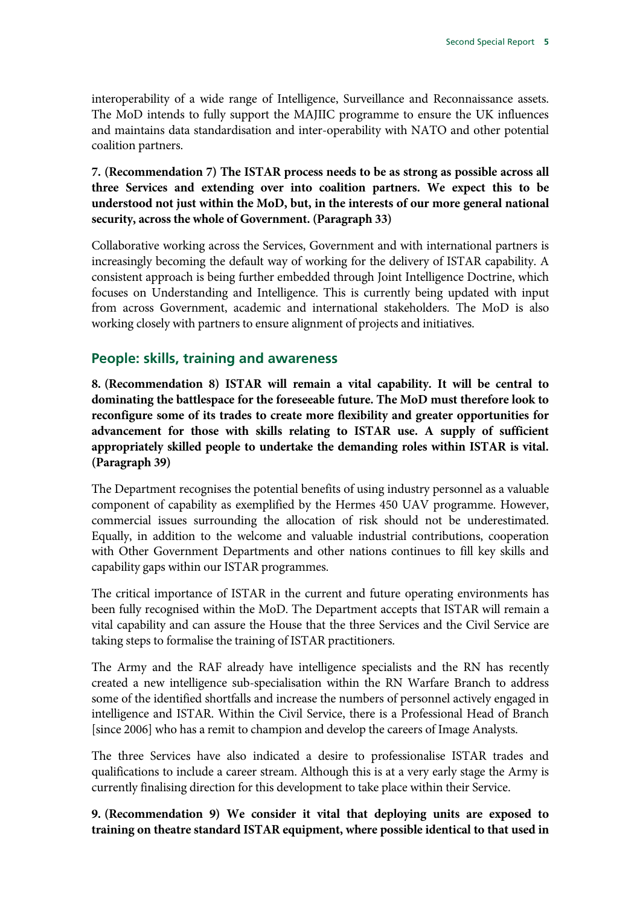interoperability of a wide range of Intelligence, Surveillance and Reconnaissance assets. The MoD intends to fully support the MAJIIC programme to ensure the UK influences and maintains data standardisation and inter-operability with NATO and other potential coalition partners.

**7. (Recommendation 7) The ISTAR process needs to be as strong as possible across all three Services and extending over into coalition partners. We expect this to be understood not just within the MoD, but, in the interests of our more general national security, across the whole of Government. (Paragraph 33)**

Collaborative working across the Services, Government and with international partners is increasingly becoming the default way of working for the delivery of ISTAR capability. A consistent approach is being further embedded through Joint Intelligence Doctrine, which focuses on Understanding and Intelligence. This is currently being updated with input from across Government, academic and international stakeholders. The MoD is also working closely with partners to ensure alignment of projects and initiatives.

## People: skills, training and awareness

**8. (Recommendation 8) ISTAR will remain a vital capability. It will be central to dominating the battlespace for the foreseeable future. The MoD must therefore look to reconfigure some of its trades to create more flexibility and greater opportunities for advancement for those with skills relating to ISTAR use. A supply of sufficient appropriately skilled people to undertake the demanding roles within ISTAR is vital. (Paragraph 39)**

The Department recognises the potential benefits of using industry personnel as a valuable component of capability as exemplified by the Hermes 450 UAV programme. However, commercial issues surrounding the allocation of risk should not be underestimated. Equally, in addition to the welcome and valuable industrial contributions, cooperation with Other Government Departments and other nations continues to fill key skills and capability gaps within our ISTAR programmes.

The critical importance of ISTAR in the current and future operating environments has been fully recognised within the MoD. The Department accepts that ISTAR will remain a vital capability and can assure the House that the three Services and the Civil Service are taking steps to formalise the training of ISTAR practitioners.

The Army and the RAF already have intelligence specialists and the RN has recently created a new intelligence sub-specialisation within the RN Warfare Branch to address some of the identified shortfalls and increase the numbers of personnel actively engaged in intelligence and ISTAR. Within the Civil Service, there is a Professional Head of Branch [since 2006] who has a remit to champion and develop the careers of Image Analysts.

The three Services have also indicated a desire to professionalise ISTAR trades and qualifications to include a career stream. Although this is at a very early stage the Army is currently finalising direction for this development to take place within their Service.

**9. (Recommendation 9) We consider it vital that deploying units are exposed to training on theatre standard ISTAR equipment, where possible identical to that used in**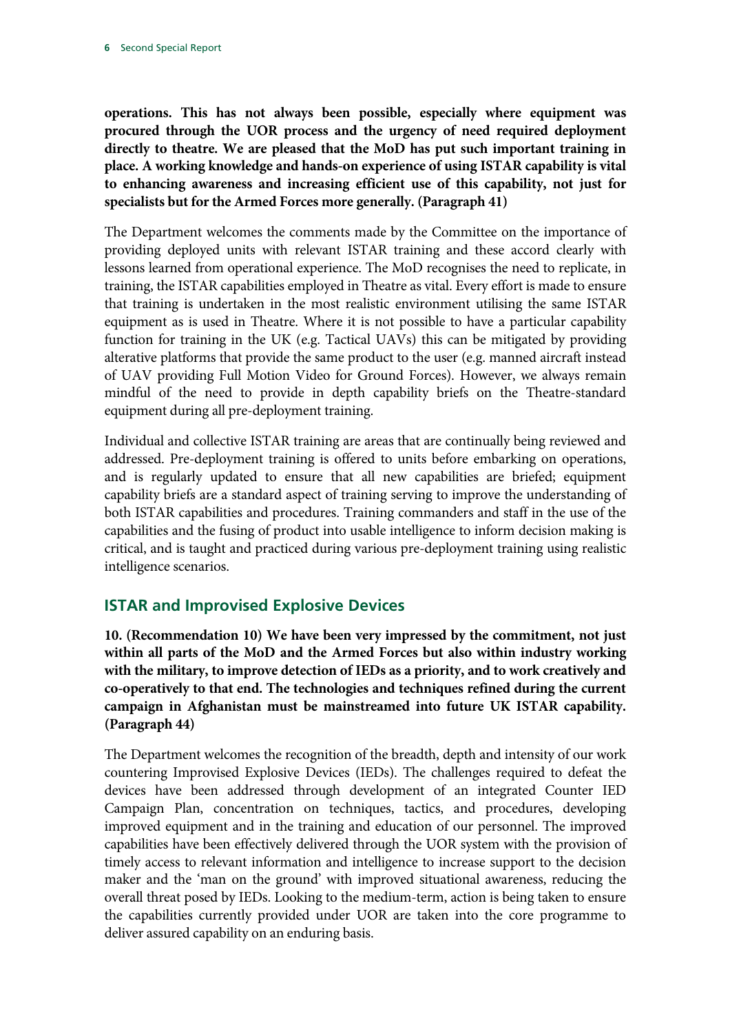**operations. This has not always been possible, especially where equipment was procured through the UOR process and the urgency of need required deployment directly to theatre. We are pleased that the MoD has put such important training in place. A working knowledge and hands-on experience of using ISTAR capability is vital to enhancing awareness and increasing efficient use of this capability, not just for specialists but for the Armed Forces more generally. (Paragraph 41)**

The Department welcomes the comments made by the Committee on the importance of providing deployed units with relevant ISTAR training and these accord clearly with lessons learned from operational experience. The MoD recognises the need to replicate, in training, the ISTAR capabilities employed in Theatre as vital. Every effort is made to ensure that training is undertaken in the most realistic environment utilising the same ISTAR equipment as is used in Theatre. Where it is not possible to have a particular capability function for training in the UK (e.g. Tactical UAVs) this can be mitigated by providing alterative platforms that provide the same product to the user (e.g. manned aircraft instead of UAV providing Full Motion Video for Ground Forces). However, we always remain mindful of the need to provide in depth capability briefs on the Theatre-standard equipment during all pre-deployment training.

Individual and collective ISTAR training are areas that are continually being reviewed and addressed. Pre-deployment training is offered to units before embarking on operations, and is regularly updated to ensure that all new capabilities are briefed; equipment capability briefs are a standard aspect of training serving to improve the understanding of both ISTAR capabilities and procedures. Training commanders and staff in the use of the capabilities and the fusing of product into usable intelligence to inform decision making is critical, and is taught and practiced during various pre-deployment training using realistic intelligence scenarios.

## ISTAR and Improvised Explosive Devices

**10. (Recommendation 10) We have been very impressed by the commitment, not just within all parts of the MoD and the Armed Forces but also within industry working with the military, to improve detection of IEDs as a priority, and to work creatively and co-operatively to that end. The technologies and techniques refined during the current campaign in Afghanistan must be mainstreamed into future UK ISTAR capability. (Paragraph 44)**

The Department welcomes the recognition of the breadth, depth and intensity of our work countering Improvised Explosive Devices (IEDs). The challenges required to defeat the devices have been addressed through development of an integrated Counter IED Campaign Plan, concentration on techniques, tactics, and procedures, developing improved equipment and in the training and education of our personnel. The improved capabilities have been effectively delivered through the UOR system with the provision of timely access to relevant information and intelligence to increase support to the decision maker and the 'man on the ground' with improved situational awareness, reducing the overall threat posed by IEDs. Looking to the medium-term, action is being taken to ensure the capabilities currently provided under UOR are taken into the core programme to deliver assured capability on an enduring basis.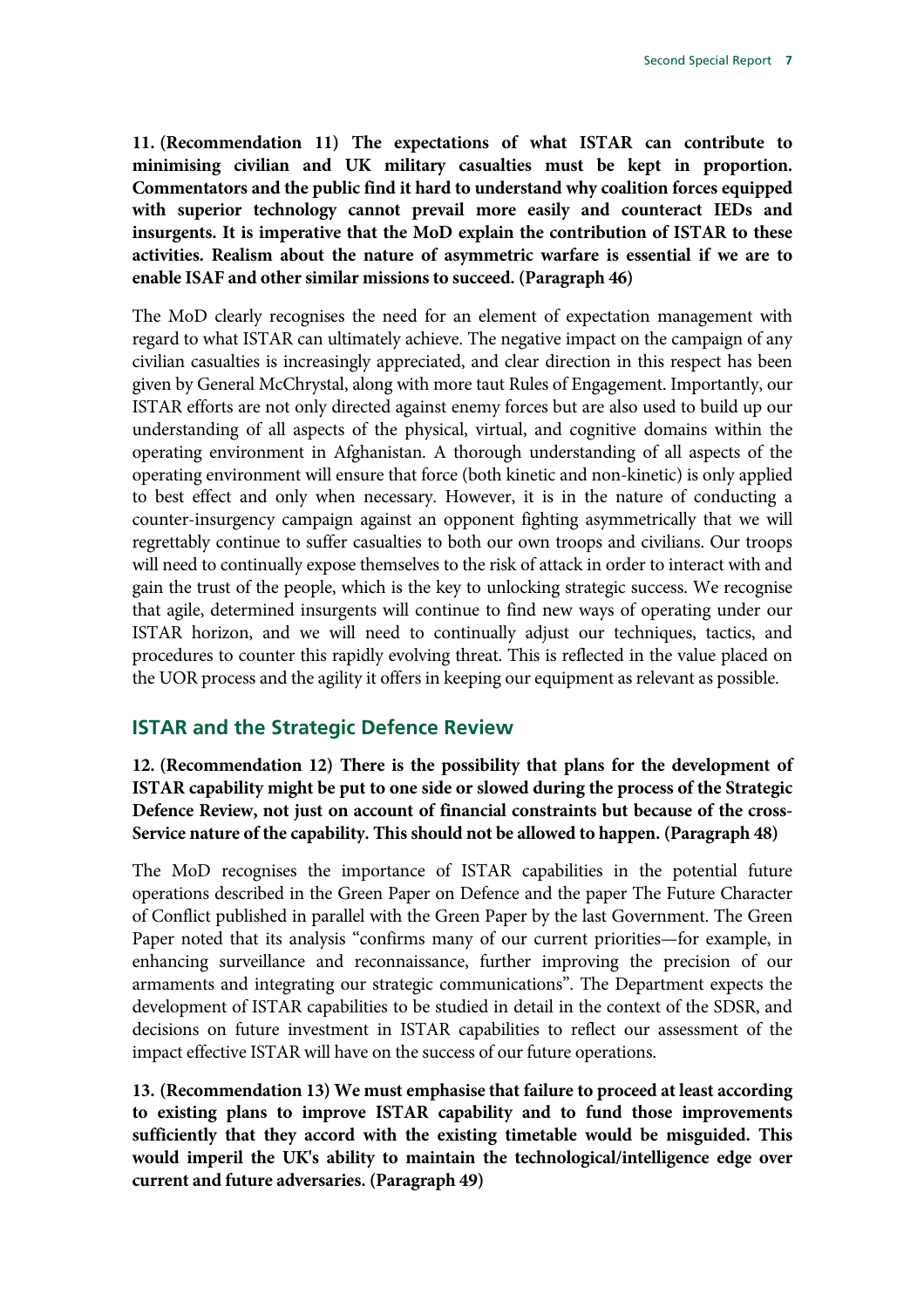**11. (Recommendation 11) The expectations of what ISTAR can contribute to minimising civilian and UK military casualties must be kept in proportion. Commentators and the public find it hard to understand why coalition forces equipped with superior technology cannot prevail more easily and counteract IEDs and insurgents. It is imperative that the MoD explain the contribution of ISTAR to these activities. Realism about the nature of asymmetric warfare is essential if we are to enable ISAF and other similar missions to succeed. (Paragraph 46)**

The MoD clearly recognises the need for an element of expectation management with regard to what ISTAR can ultimately achieve. The negative impact on the campaign of any civilian casualties is increasingly appreciated, and clear direction in this respect has been given by General McChrystal, along with more taut Rules of Engagement. Importantly, our ISTAR efforts are not only directed against enemy forces but are also used to build up our understanding of all aspects of the physical, virtual, and cognitive domains within the operating environment in Afghanistan. A thorough understanding of all aspects of the operating environment will ensure that force (both kinetic and non-kinetic) is only applied to best effect and only when necessary. However, it is in the nature of conducting a counter-insurgency campaign against an opponent fighting asymmetrically that we will regrettably continue to suffer casualties to both our own troops and civilians. Our troops will need to continually expose themselves to the risk of attack in order to interact with and gain the trust of the people, which is the key to unlocking strategic success. We recognise that agile, determined insurgents will continue to find new ways of operating under our ISTAR horizon, and we will need to continually adjust our techniques, tactics, and procedures to counter this rapidly evolving threat. This is reflected in the value placed on the UOR process and the agility it offers in keeping our equipment as relevant as possible.

## ISTAR and the Strategic Defence Review

**12. (Recommendation 12) There is the possibility that plans for the development of ISTAR capability might be put to one side or slowed during the process of the Strategic Defence Review, not just on account of financial constraints but because of the cross-Service nature of the capability. This should not be allowed to happen. (Paragraph 48)**

The MoD recognises the importance of ISTAR capabilities in the potential future operations described in the Green Paper on Defence and the paper The Future Character of Conflict published in parallel with the Green Paper by the last Government. The Green Paper noted that its analysis "confirms many of our current priorities—for example, in enhancing surveillance and reconnaissance, further improving the precision of our armaments and integrating our strategic communications". The Department expects the development of ISTAR capabilities to be studied in detail in the context of the SDSR, and decisions on future investment in ISTAR capabilities to reflect our assessment of the impact effective ISTAR will have on the success of our future operations.

**13. (Recommendation 13) We must emphasise that failure to proceed at least according to existing plans to improve ISTAR capability and to fund those improvements sufficiently that they accord with the existing timetable would be misguided. This would imperil the UK's ability to maintain the technological/intelligence edge over current and future adversaries. (Paragraph 49)**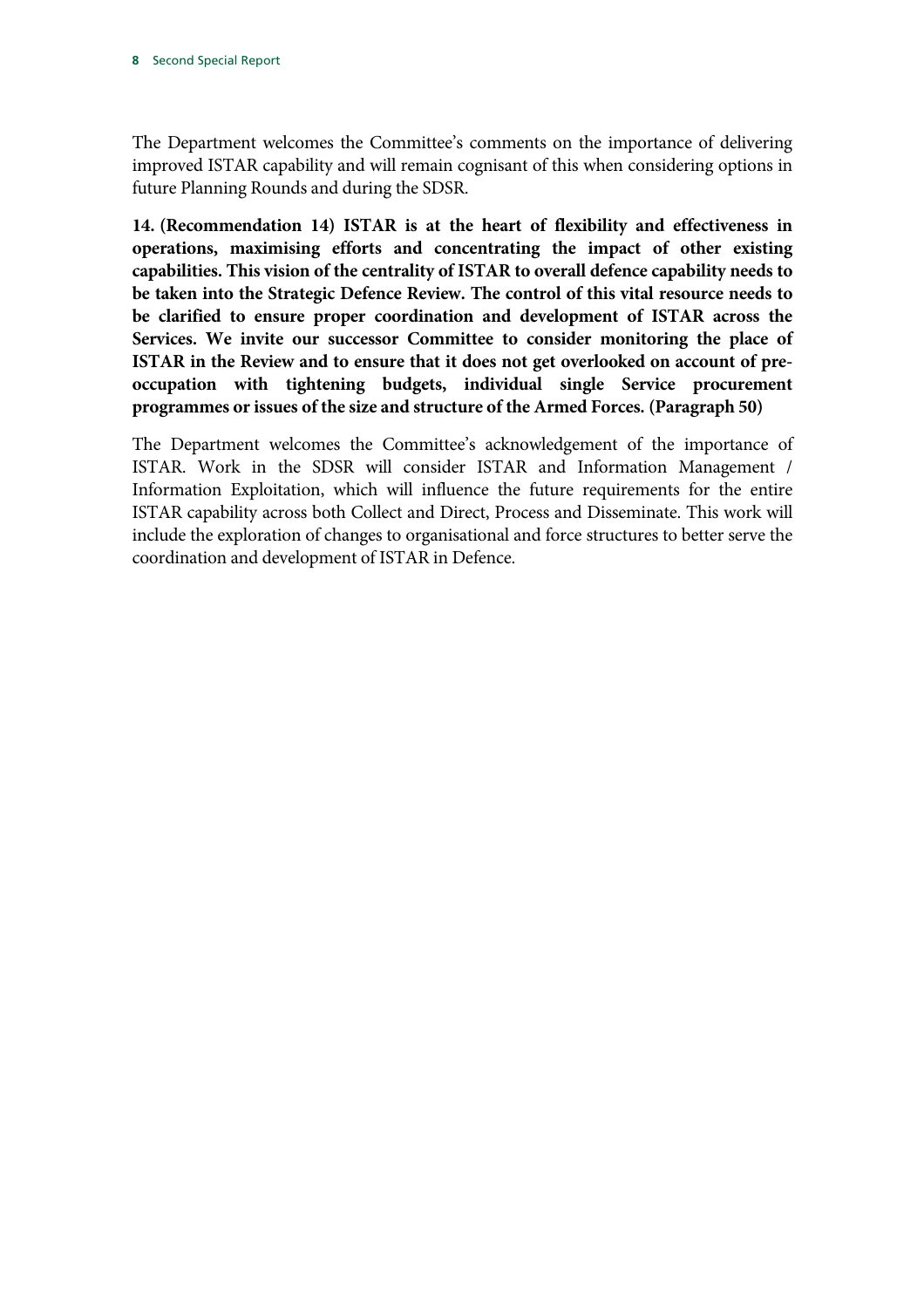The Department welcomes the Committee's comments on the importance of delivering improved ISTAR capability and will remain cognisant of this when considering options in future Planning Rounds and during the SDSR.

**14. (Recommendation 14) ISTAR is at the heart of flexibility and effectiveness in operations, maximising efforts and concentrating the impact of other existing capabilities. This vision of the centrality of ISTAR to overall defence capability needs to be taken into the Strategic Defence Review. The control of this vital resource needs to be clarified to ensure proper coordination and development of ISTAR across the Services. We invite our successor Committee to consider monitoring the place of ISTAR in the Review and to ensure that it does not get overlooked on account of pre-occupation with tightening budgets, individual single Service procurement programmes or issues of the size and structure of the Armed Forces. (Paragraph 50)**

The Department welcomes the Committee's acknowledgement of the importance of ISTAR. Work in the SDSR will consider ISTAR and Information Management / Information Exploitation, which will influence the future requirements for the entire ISTAR capability across both Collect and Direct, Process and Disseminate. This work will include the exploration of changes to organisational and force structures to better serve the coordination and development of ISTAR in Defence.